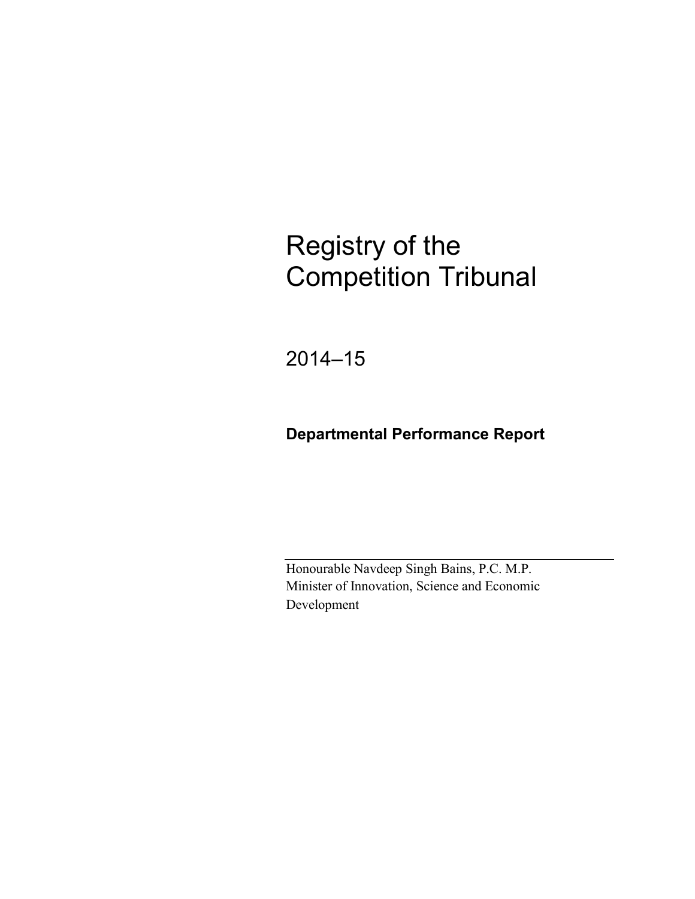# Registry of the Competition Tribunal

## 2014–15

**Departmental Performance Report**

Honourable Navdeep Singh Bains, P.C. M.P.
Minister of Innovation, Science and Economic Development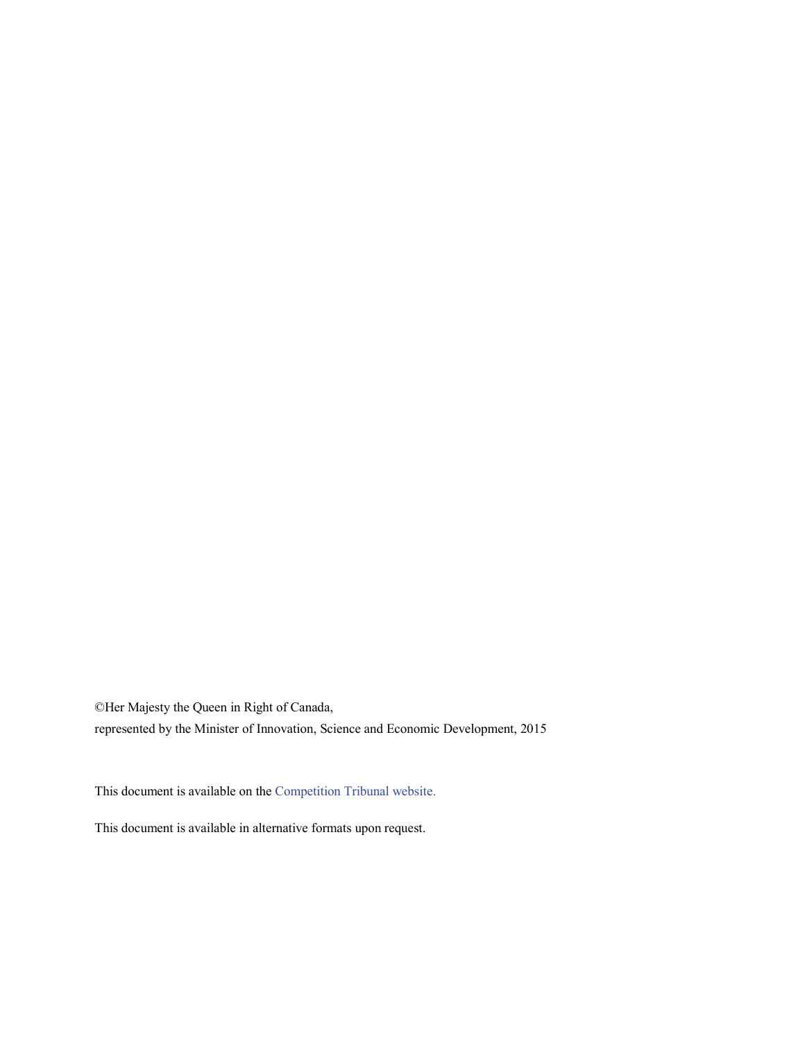©Her Majesty the Queen in Right of Canada,
represented by the Minister of Innovation, Science and Economic Development, 2015

This document is available on the Competition Tribunal website.

This document is available in alternative formats upon request.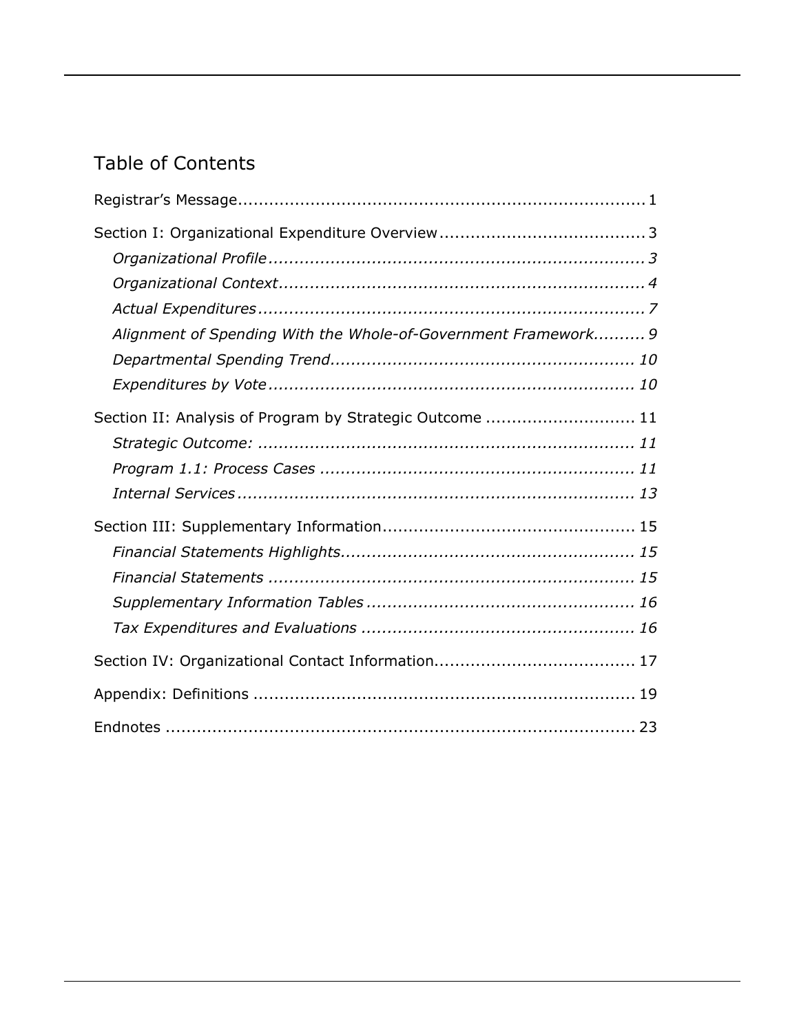## Table of Contents

Registrar's Message ............................................................................ 1

Section I: Organizational Expenditure Overview ........................................ 3

*Organizational Profile* ........................................................................ 3

*Organizational Context* ...................................................................... 4

*Actual Expenditures* .......................................................................... 7

*Alignment of Spending With the Whole-of-Government Framework* .......... 9

*Departmental Spending Trend* ............................................................ 10

*Expenditures by Vote* ........................................................................ 10

Section II: Analysis of Program by Strategic Outcome ............................. 11

*Strategic Outcome:* ........................................................................... 11

*Program 1.1: Process Cases* .............................................................. 11

*Internal Services* .............................................................................. 13

Section III: Supplementary Information ................................................. 15

*Financial Statements Highlights* .......................................................... 15

*Financial Statements* ........................................................................ 15

*Supplementary Information Tables* ..................................................... 16

*Tax Expenditures and Evaluations* ...................................................... 16

Section IV: Organizational Contact Information ....................................... 17

Appendix: Definitions .......................................................................... 19

Endnotes ............................................................................................ 23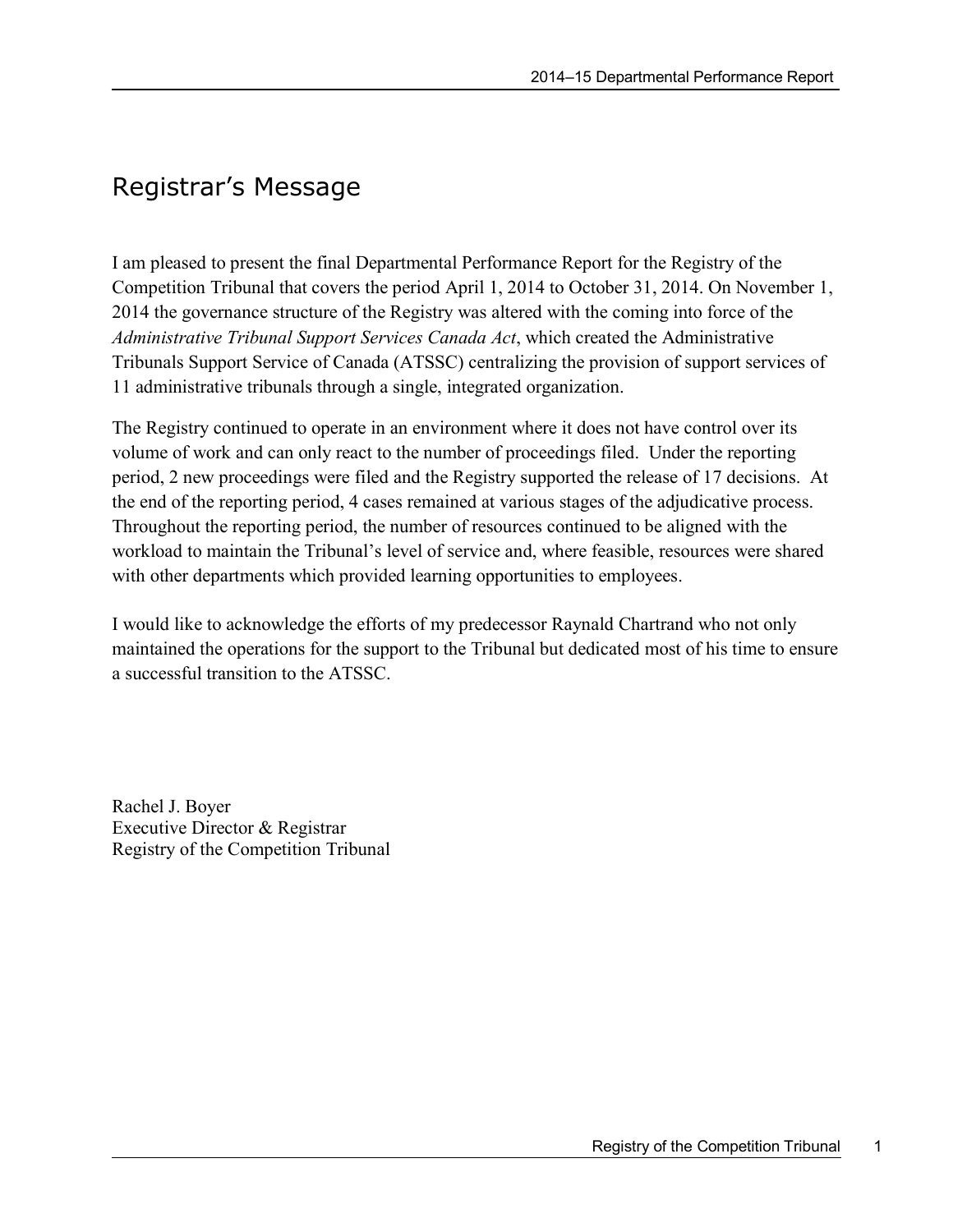# Registrar's Message

I am pleased to present the final Departmental Performance Report for the Registry of the Competition Tribunal that covers the period April 1, 2014 to October 31, 2014. On November 1, 2014 the governance structure of the Registry was altered with the coming into force of the *Administrative Tribunal Support Services Canada Act*, which created the Administrative Tribunals Support Service of Canada (ATSSC) centralizing the provision of support services of 11 administrative tribunals through a single, integrated organization.

The Registry continued to operate in an environment where it does not have control over its volume of work and can only react to the number of proceedings filed. Under the reporting period, 2 new proceedings were filed and the Registry supported the release of 17 decisions. At the end of the reporting period, 4 cases remained at various stages of the adjudicative process. Throughout the reporting period, the number of resources continued to be aligned with the workload to maintain the Tribunal's level of service and, where feasible, resources were shared with other departments which provided learning opportunities to employees.

I would like to acknowledge the efforts of my predecessor Raynald Chartrand who not only maintained the operations for the support to the Tribunal but dedicated most of his time to ensure a successful transition to the ATSSC.

Rachel J. Boyer
Executive Director & Registrar
Registry of the Competition Tribunal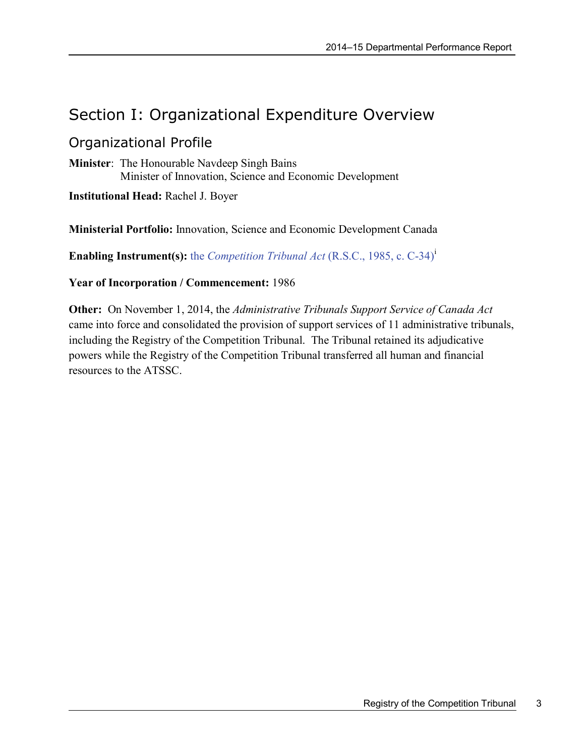# Section I: Organizational Expenditure Overview

## Organizational Profile

**Minister**: The Honourable Navdeep Singh Bains
Minister of Innovation, Science and Economic Development

**Institutional Head:** Rachel J. Boyer

**Ministerial Portfolio:** Innovation, Science and Economic Development Canada

**Enabling Instrument(s):** the *Competition Tribunal Act* (R.S.C., 1985, c. C-34)[i]

**Year of Incorporation / Commencement:** 1986

**Other:** On November 1, 2014, the *Administrative Tribunals Support Service of Canada Act* came into force and consolidated the provision of support services of 11 administrative tribunals, including the Registry of the Competition Tribunal. The Tribunal retained its adjudicative powers while the Registry of the Competition Tribunal transferred all human and financial resources to the ATSSC.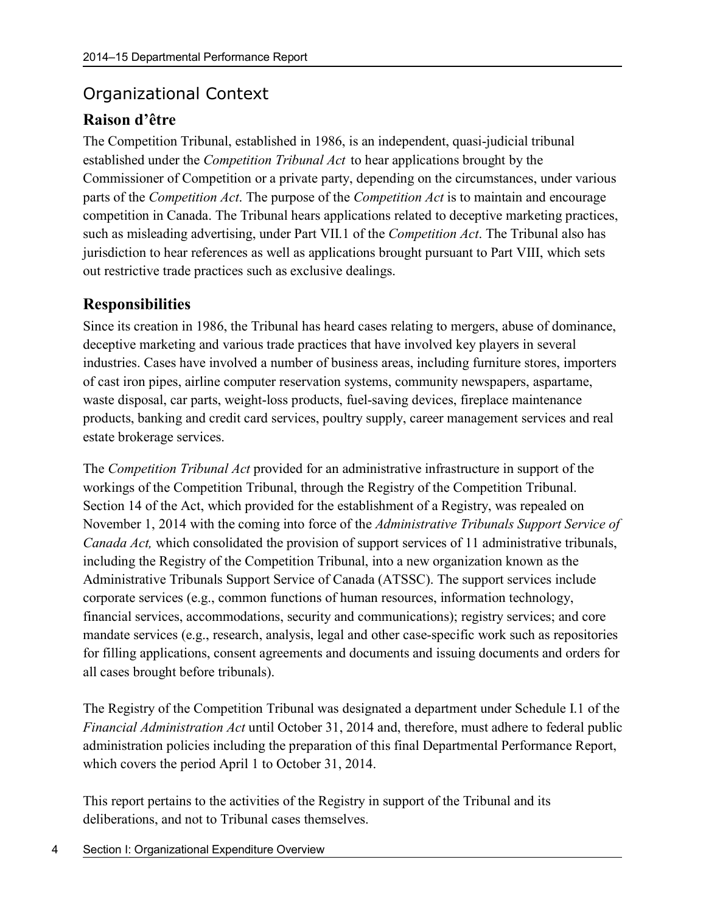## Organizational Context

### Raison d'être

The Competition Tribunal, established in 1986, is an independent, quasi-judicial tribunal established under the *Competition Tribunal Act* to hear applications brought by the Commissioner of Competition or a private party, depending on the circumstances, under various parts of the *Competition Act*. The purpose of the *Competition Act* is to maintain and encourage competition in Canada. The Tribunal hears applications related to deceptive marketing practices, such as misleading advertising, under Part VII.1 of the *Competition Act*. The Tribunal also has jurisdiction to hear references as well as applications brought pursuant to Part VIII, which sets out restrictive trade practices such as exclusive dealings.

### Responsibilities

Since its creation in 1986, the Tribunal has heard cases relating to mergers, abuse of dominance, deceptive marketing and various trade practices that have involved key players in several industries. Cases have involved a number of business areas, including furniture stores, importers of cast iron pipes, airline computer reservation systems, community newspapers, aspartame, waste disposal, car parts, weight-loss products, fuel-saving devices, fireplace maintenance products, banking and credit card services, poultry supply, career management services and real estate brokerage services.

The *Competition Tribunal Act* provided for an administrative infrastructure in support of the workings of the Competition Tribunal, through the Registry of the Competition Tribunal. Section 14 of the Act, which provided for the establishment of a Registry, was repealed on November 1, 2014 with the coming into force of the *Administrative Tribunals Support Service of Canada Act,* which consolidated the provision of support services of 11 administrative tribunals, including the Registry of the Competition Tribunal, into a new organization known as the Administrative Tribunals Support Service of Canada (ATSSC). The support services include corporate services (e.g., common functions of human resources, information technology, financial services, accommodations, security and communications); registry services; and core mandate services (e.g., research, analysis, legal and other case-specific work such as repositories for filling applications, consent agreements and documents and issuing documents and orders for all cases brought before tribunals).

The Registry of the Competition Tribunal was designated a department under Schedule I.1 of the *Financial Administration Act* until October 31, 2014 and, therefore, must adhere to federal public administration policies including the preparation of this final Departmental Performance Report, which covers the period April 1 to October 31, 2014.

This report pertains to the activities of the Registry in support of the Tribunal and its deliberations, and not to Tribunal cases themselves.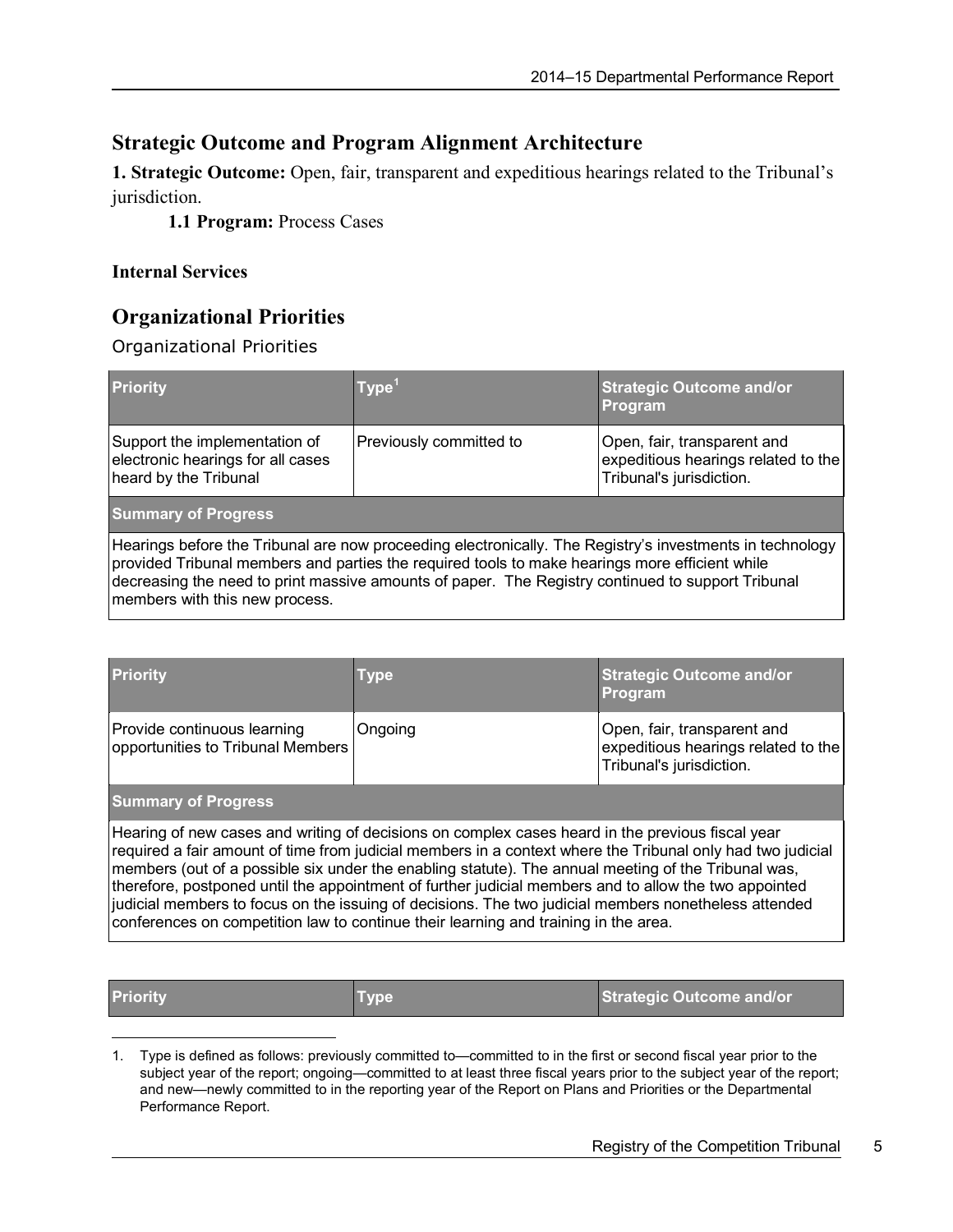## Strategic Outcome and Program Alignment Architecture

**1. Strategic Outcome:** Open, fair, transparent and expeditious hearings related to the Tribunal's jurisdiction.

**1.1 Program:** Process Cases

**Internal Services**

## Organizational Priorities

Organizational Priorities

| Priority | Type[1] | Strategic Outcome and/or Program |
|---|---|---|
| Support the implementation of electronic hearings for all cases heard by the Tribunal | Previously committed to | Open, fair, transparent and expeditious hearings related to the Tribunal's jurisdiction. |
| **Summary of Progress** | | |
| Hearings before the Tribunal are now proceeding electronically. The Registry's investments in technology provided Tribunal members and parties the required tools to make hearings more efficient while decreasing the need to print massive amounts of paper. The Registry continued to support Tribunal members with this new process. | | |

| Priority | Type | Strategic Outcome and/or Program |
|---|---|---|
| Provide continuous learning opportunities to Tribunal Members | Ongoing | Open, fair, transparent and expeditious hearings related to the Tribunal's jurisdiction. |
| **Summary of Progress** | | |
| Hearing of new cases and writing of decisions on complex cases heard in the previous fiscal year required a fair amount of time from judicial members in a context where the Tribunal only had two judicial members (out of a possible six under the enabling statute). The annual meeting of the Tribunal was, therefore, postponed until the appointment of further judicial members and to allow the two appointed judicial members to focus on the issuing of decisions. The two judicial members nonetheless attended conferences on competition law to continue their learning and training in the area. | | |

| Priority | Type | Strategic Outcome and/or |
|---|---|---|

1. Type is defined as follows: previously committed to—committed to in the first or second fiscal year prior to the subject year of the report; ongoing—committed to at least three fiscal years prior to the subject year of the report; and new—newly committed to in the reporting year of the Report on Plans and Priorities or the Departmental Performance Report.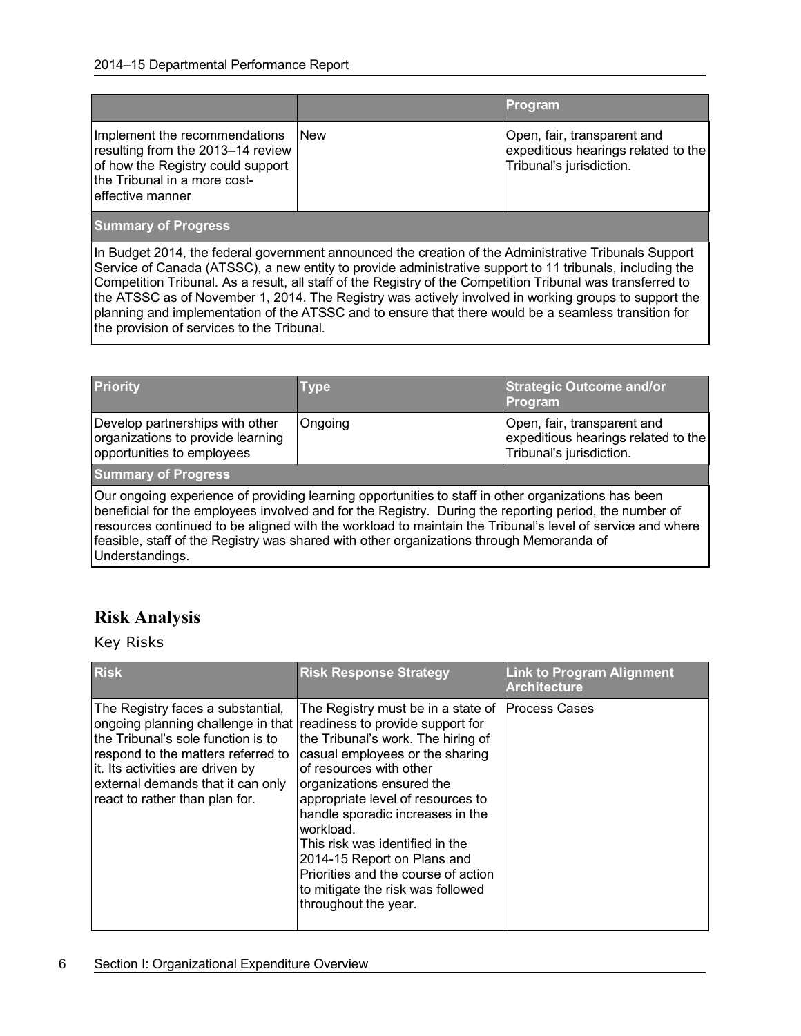| | | Program |
|---|---|---|
| Implement the recommendations resulting from the 2013–14 review of how the Registry could support the Tribunal in a more cost-effective manner | New | Open, fair, transparent and expeditious hearings related to the Tribunal's jurisdiction. |

**Summary of Progress**

In Budget 2014, the federal government announced the creation of the Administrative Tribunals Support Service of Canada (ATSSC), a new entity to provide administrative support to 11 tribunals, including the Competition Tribunal. As a result, all staff of the Registry of the Competition Tribunal was transferred to the ATSSC as of November 1, 2014. The Registry was actively involved in working groups to support the planning and implementation of the ATSSC and to ensure that there would be a seamless transition for the provision of services to the Tribunal.

| Priority | Type | Strategic Outcome and/or Program |
|---|---|---|
| Develop partnerships with other organizations to provide learning opportunities to employees | Ongoing | Open, fair, transparent and expeditious hearings related to the Tribunal's jurisdiction. |

**Summary of Progress**

Our ongoing experience of providing learning opportunities to staff in other organizations has been beneficial for the employees involved and for the Registry. During the reporting period, the number of resources continued to be aligned with the workload to maintain the Tribunal's level of service and where feasible, staff of the Registry was shared with other organizations through Memoranda of Understandings.

## Risk Analysis

### Key Risks

| Risk | Risk Response Strategy | Link to Program Alignment Architecture |
|---|---|---|
| The Registry faces a substantial, ongoing planning challenge in that the Tribunal's sole function is to respond to the matters referred to it. Its activities are driven by external demands that it can only react to rather than plan for. | The Registry must be in a state of readiness to provide support for the Tribunal's work. The hiring of casual employees or the sharing of resources with other organizations ensured the appropriate level of resources to handle sporadic increases in the workload.<br>This risk was identified in the 2014-15 Report on Plans and Priorities and the course of action to mitigate the risk was followed throughout the year. | Process Cases |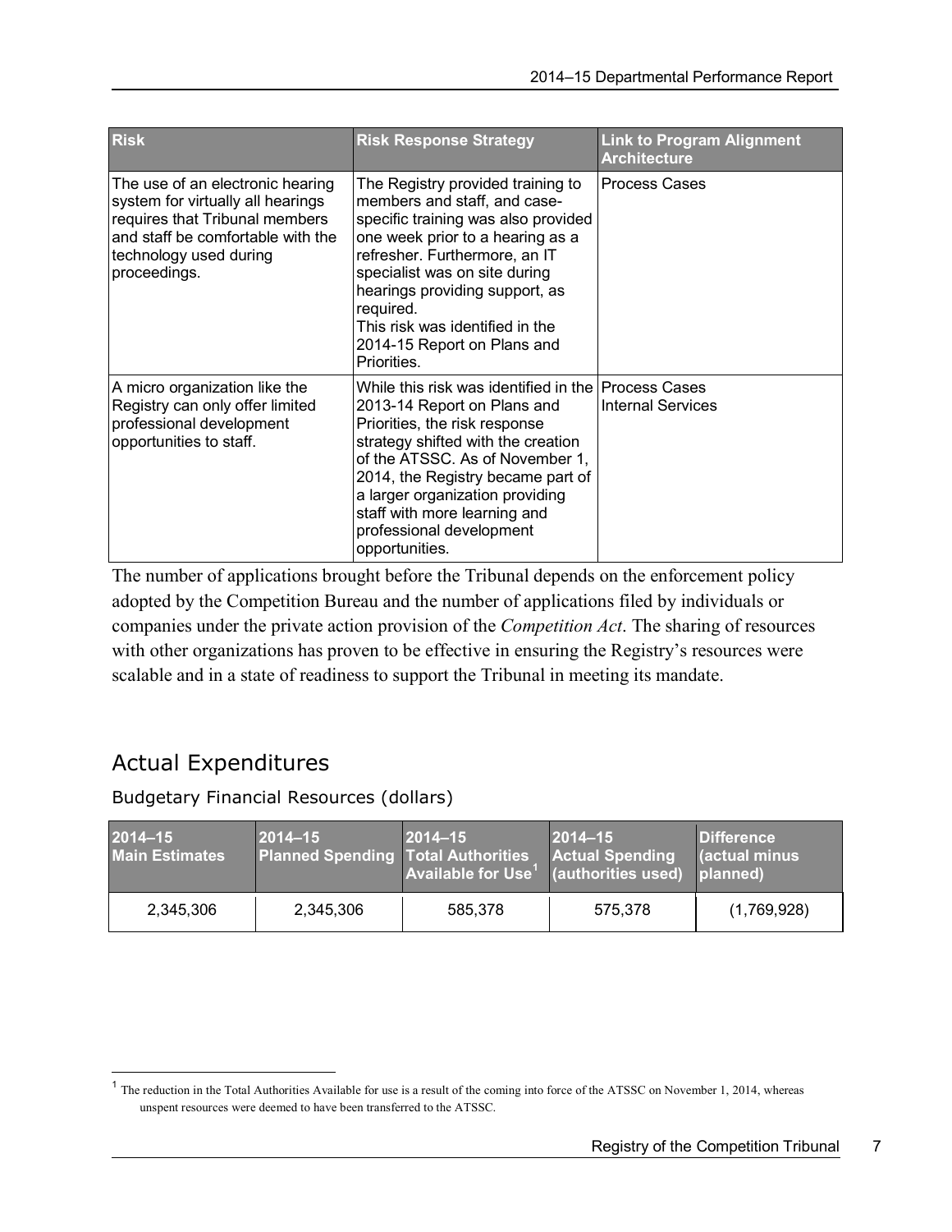| Risk | Risk Response Strategy | Link to Program Alignment Architecture |
| --- | --- | --- |
| The use of an electronic hearing system for virtually all hearings requires that Tribunal members and staff be comfortable with the technology used during proceedings. | The Registry provided training to members and staff, and case-specific training was also provided one week prior to a hearing as a refresher. Furthermore, an IT specialist was on site during hearings providing support, as required. This risk was identified in the 2014-15 Report on Plans and Priorities. | Process Cases |
| A micro organization like the Registry can only offer limited professional development opportunities to staff. | While this risk was identified in the 2013-14 Report on Plans and Priorities, the risk response strategy shifted with the creation of the ATSSC. As of November 1, 2014, the Registry became part of a larger organization providing staff with more learning and professional development opportunities. | Process Cases<br>Internal Services |

The number of applications brought before the Tribunal depends on the enforcement policy adopted by the Competition Bureau and the number of applications filed by individuals or companies under the private action provision of the *Competition Act*. The sharing of resources with other organizations has proven to be effective in ensuring the Registry's resources were scalable and in a state of readiness to support the Tribunal in meeting its mandate.

## Actual Expenditures

### Budgetary Financial Resources (dollars)

| 2014–15 Main Estimates | 2014–15 Planned Spending | 2014–15 Total Authorities Available for Use[1] | 2014–15 Actual Spending (authorities used) | Difference (actual minus planned) |
| --- | --- | --- | --- | --- |
| 2,345,306 | 2,345,306 | 585,378 | 575,378 | (1,769,928) |

[1] The reduction in the Total Authorities Available for use is a result of the coming into force of the ATSSC on November 1, 2014, whereas unspent resources were deemed to have been transferred to the ATSSC.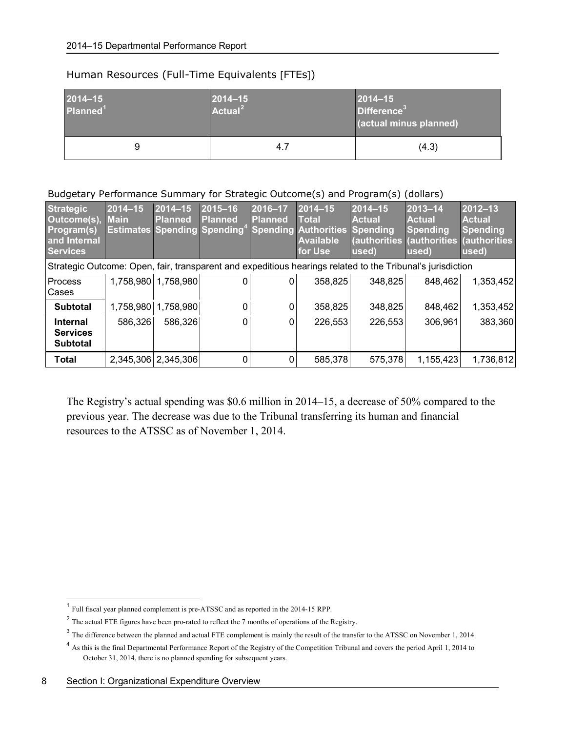Human Resources (Full-Time Equivalents [FTEs])

| 2014–15 Planned[1] | 2014–15 Actual[2] | 2014–15 Difference[3] (actual minus planned) |
|---|---|---|
| 9 | 4.7 | (4.3) |

Budgetary Performance Summary for Strategic Outcome(s) and Program(s) (dollars)

| Strategic Outcome(s), Program(s) and Internal Services | 2014–15 Main Estimates | 2014–15 Planned Spending | 2015–16 Planned Spending[4] | 2016–17 Planned Spending | 2014–15 Total Authorities Available for Use | 2014–15 Actual Spending (authorities used) | 2013–14 Actual Spending (authorities used) | 2012–13 Actual Spending (authorities used) |
|---|---|---|---|---|---|---|---|---|
| Strategic Outcome: Open, fair, transparent and expeditious hearings related to the Tribunal's jurisdiction | | | | | | | | |
| Process Cases | 1,758,980 | 1,758,980 | 0 | 0 | 358,825 | 348,825 | 848,462 | 1,353,452 |
| **Subtotal** | 1,758,980 | 1,758,980 | 0 | 0 | 358,825 | 348,825 | 848,462 | 1,353,452 |
| **Internal Services Subtotal** | 586,326 | 586,326 | 0 | 0 | 226,553 | 226,553 | 306,961 | 383,360 |
| **Total** | 2,345,306 | 2,345,306 | 0 | 0 | 585,378 | 575,378 | 1,155,423 | 1,736,812 |

The Registry's actual spending was $0.6 million in 2014–15, a decrease of 50% compared to the previous year. The decrease was due to the Tribunal transferring its human and financial resources to the ATSSC as of November 1, 2014.

---

[1] Full fiscal year planned complement is pre-ATSSC and as reported in the 2014-15 RPP.

[2] The actual FTE figures have been pro-rated to reflect the 7 months of operations of the Registry.

[3] The difference between the planned and actual FTE complement is mainly the result of the transfer to the ATSSC on November 1, 2014.

[4] As this is the final Departmental Performance Report of the Registry of the Competition Tribunal and covers the period April 1, 2014 to October 31, 2014, there is no planned spending for subsequent years.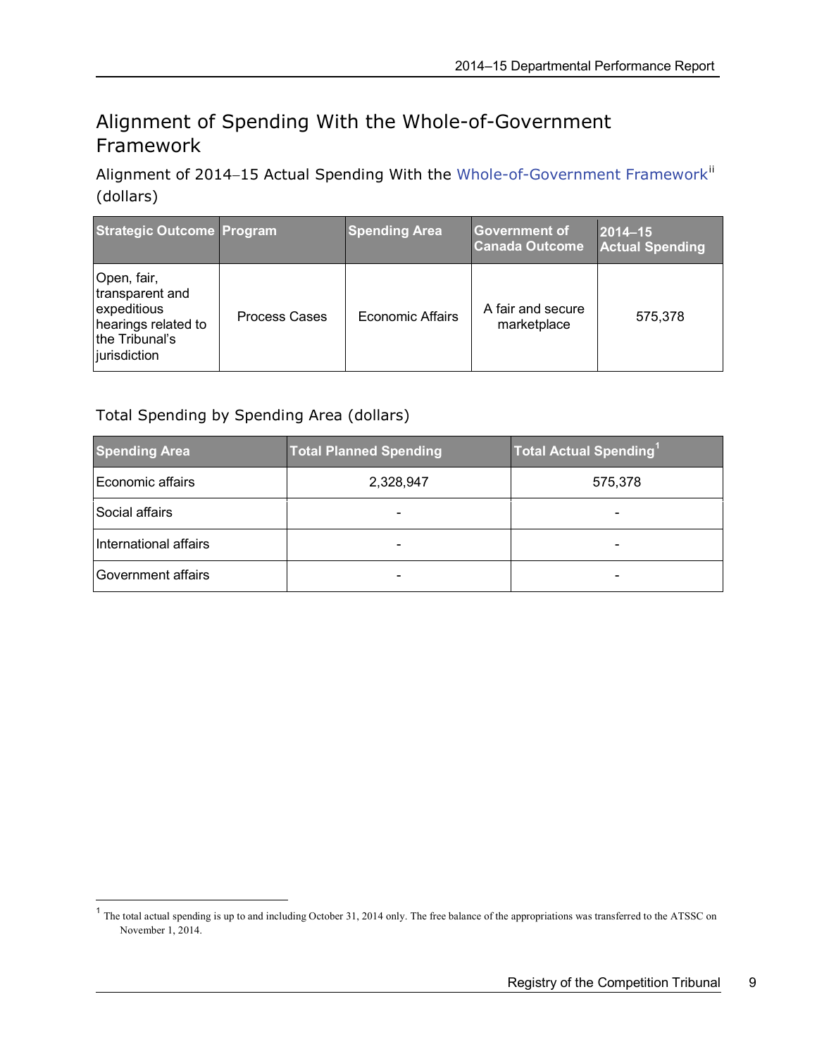## Alignment of Spending With the Whole-of-Government Framework

### Alignment of 2014–15 Actual Spending With the Whole-of-Government Framework[ii] (dollars)

| Strategic Outcome | Program | Spending Area | Government of Canada Outcome | 2014–15 Actual Spending |
|---|---|---|---|---|
| Open, fair, transparent and expeditious hearings related to the Tribunal's jurisdiction | Process Cases | Economic Affairs | A fair and secure marketplace | 575,378 |

### Total Spending by Spending Area (dollars)

| Spending Area | Total Planned Spending | Total Actual Spending[1] |
|---|---|---|
| Economic affairs | 2,328,947 | 575,378 |
| Social affairs | - | - |
| International affairs | - | - |
| Government affairs | - | - |

[1] The total actual spending is up to and including October 31, 2014 only. The free balance of the appropriations was transferred to the ATSSC on November 1, 2014.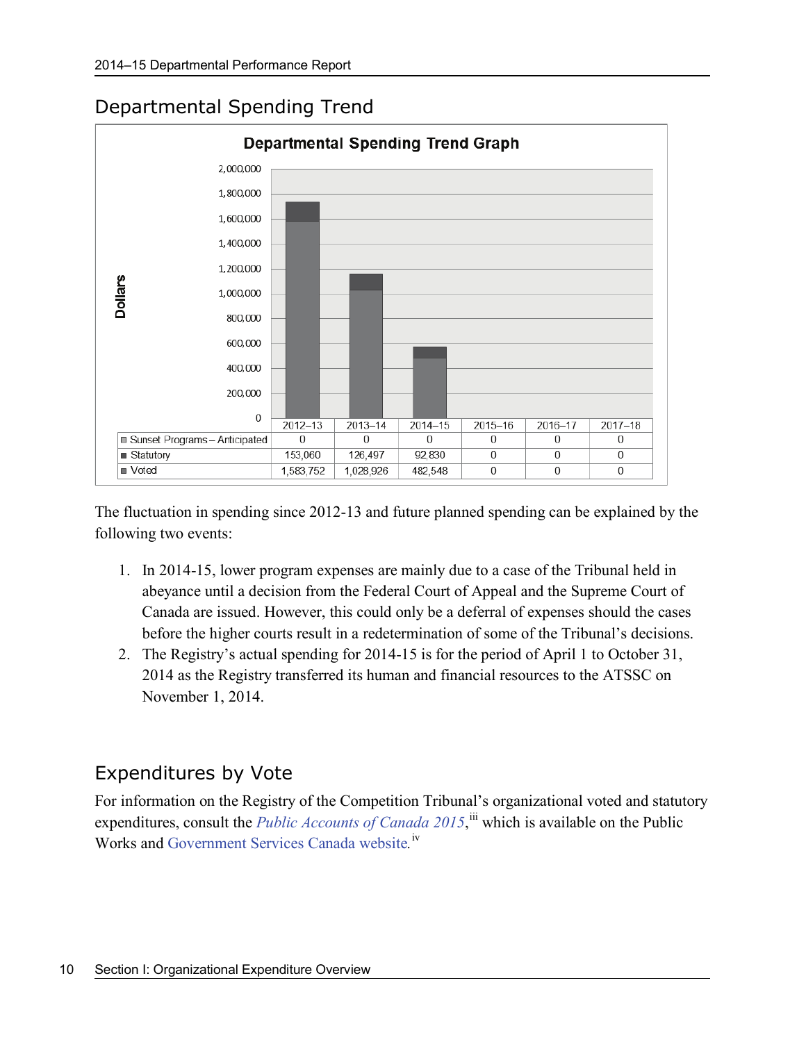## Departmental Spending Trend

**Departmental Spending Trend Graph**

| | 2012–13 | 2013–14 | 2014–15 | 2015–16 | 2016–17 | 2017–18 |
|---|---|---|---|---|---|---|
| Sunset Programs – Anticipated | 0 | 0 | 0 | 0 | 0 | 0 |
| Statutory | 153,060 | 126,497 | 92,830 | 0 | 0 | 0 |
| Voted | 1,583,752 | 1,028,926 | 482,548 | 0 | 0 | 0 |

The fluctuation in spending since 2012-13 and future planned spending can be explained by the following two events:

1. In 2014-15, lower program expenses are mainly due to a case of the Tribunal held in abeyance until a decision from the Federal Court of Appeal and the Supreme Court of Canada are issued. However, this could only be a deferral of expenses should the cases before the higher courts result in a redetermination of some of the Tribunal's decisions.
2. The Registry's actual spending for 2014-15 is for the period of April 1 to October 31, 2014 as the Registry transferred its human and financial resources to the ATSSC on November 1, 2014.

## Expenditures by Vote

For information on the Registry of the Competition Tribunal's organizational voted and statutory expenditures, consult the *Public Accounts of Canada 2015*,[iii] which is available on the Public Works and Government Services Canada website.[iv]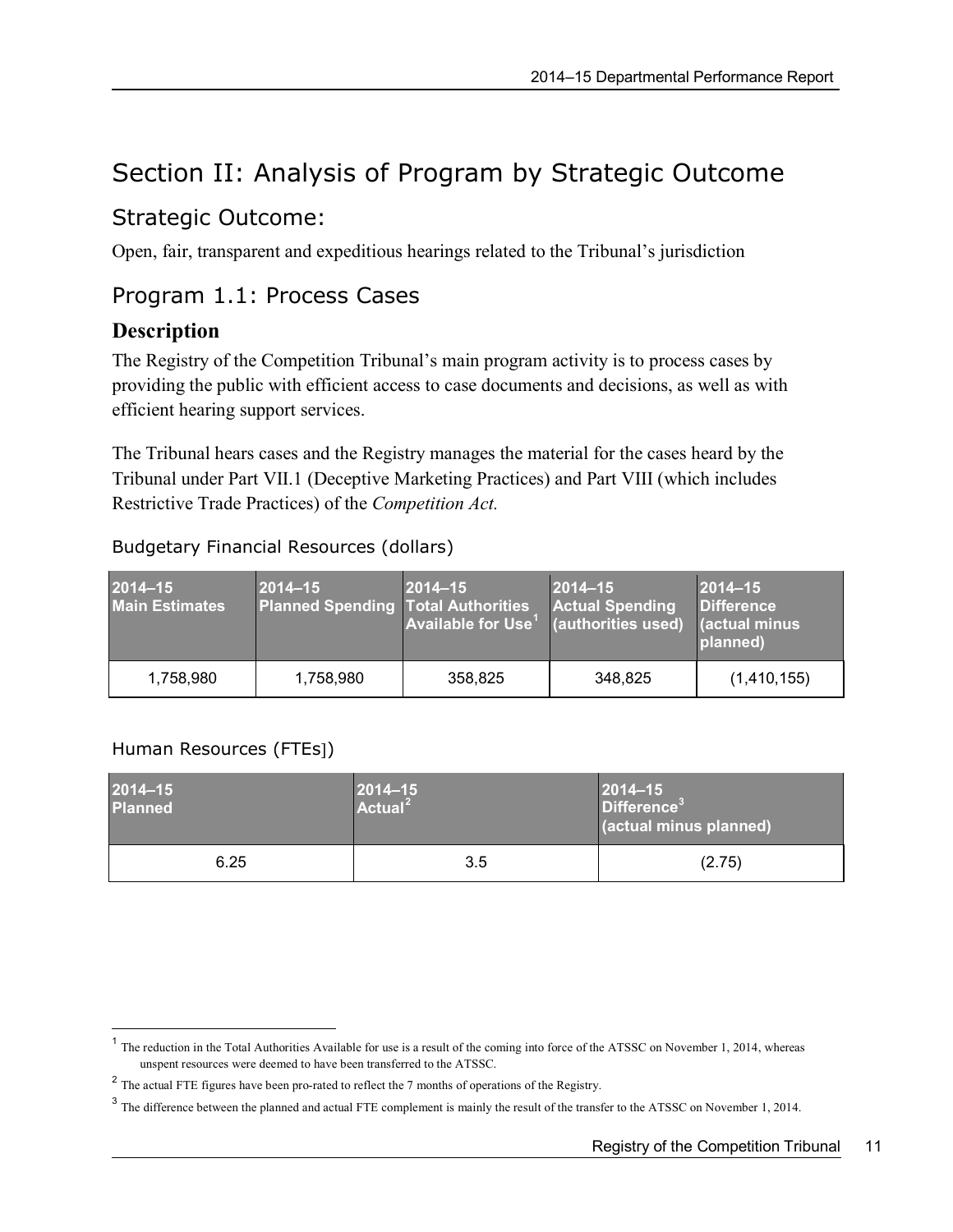# Section II: Analysis of Program by Strategic Outcome

## Strategic Outcome:

Open, fair, transparent and expeditious hearings related to the Tribunal's jurisdiction

## Program 1.1: Process Cases

### Description

The Registry of the Competition Tribunal's main program activity is to process cases by providing the public with efficient access to case documents and decisions, as well as with efficient hearing support services.

The Tribunal hears cases and the Registry manages the material for the cases heard by the Tribunal under Part VII.1 (Deceptive Marketing Practices) and Part VIII (which includes Restrictive Trade Practices) of the *Competition Act.*

Budgetary Financial Resources (dollars)

| 2014–15 Main Estimates | 2014–15 Planned Spending | 2014–15 Total Authorities Available for Use[1] | 2014–15 Actual Spending (authorities used) | 2014–15 Difference (actual minus planned) |
|---|---|---|---|---|
| 1,758,980 | 1,758,980 | 358,825 | 348,825 | (1,410,155) |

Human Resources (FTEs])

| 2014–15 Planned | 2014–15 Actual[2] | 2014–15 Difference[3] (actual minus planned) |
|---|---|---|
| 6.25 | 3.5 | (2.75) |

---

[1] The reduction in the Total Authorities Available for use is a result of the coming into force of the ATSSC on November 1, 2014, whereas unspent resources were deemed to have been transferred to the ATSSC.

[2] The actual FTE figures have been pro-rated to reflect the 7 months of operations of the Registry.

[3] The difference between the planned and actual FTE complement is mainly the result of the transfer to the ATSSC on November 1, 2014.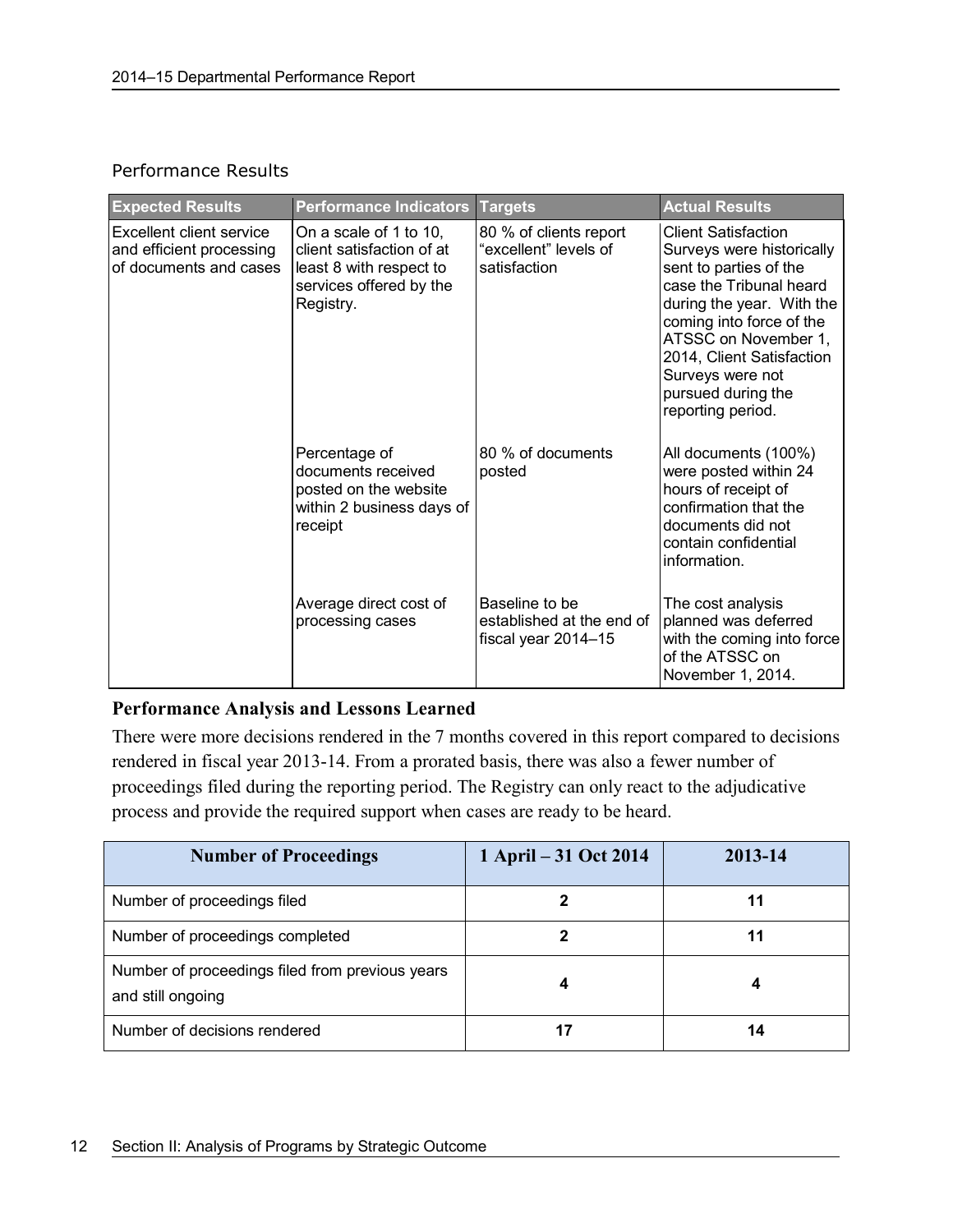### Performance Results

| Expected Results | Performance Indicators | Targets | Actual Results |
|---|---|---|---|
| Excellent client service and efficient processing of documents and cases | On a scale of 1 to 10, client satisfaction of at least 8 with respect to services offered by the Registry. | 80 % of clients report "excellent" levels of satisfaction | Client Satisfaction Surveys were historically sent to parties of the case the Tribunal heard during the year. With the coming into force of the ATSSC on November 1, 2014, Client Satisfaction Surveys were not pursued during the reporting period. |
| | Percentage of documents received posted on the website within 2 business days of receipt | 80 % of documents posted | All documents (100%) were posted within 24 hours of receipt of confirmation that the documents did not contain confidential information. |
| | Average direct cost of processing cases | Baseline to be established at the end of fiscal year 2014–15 | The cost analysis planned was deferred with the coming into force of the ATSSC on November 1, 2014. |

### Performance Analysis and Lessons Learned

There were more decisions rendered in the 7 months covered in this report compared to decisions rendered in fiscal year 2013-14. From a prorated basis, there was also a fewer number of proceedings filed during the reporting period. The Registry can only react to the adjudicative process and provide the required support when cases are ready to be heard.

| Number of Proceedings | 1 April – 31 Oct 2014 | 2013-14 |
|---|---|---|
| Number of proceedings filed | 2 | 11 |
| Number of proceedings completed | 2 | 11 |
| Number of proceedings filed from previous years and still ongoing | 4 | 4 |
| Number of decisions rendered | 17 | 14 |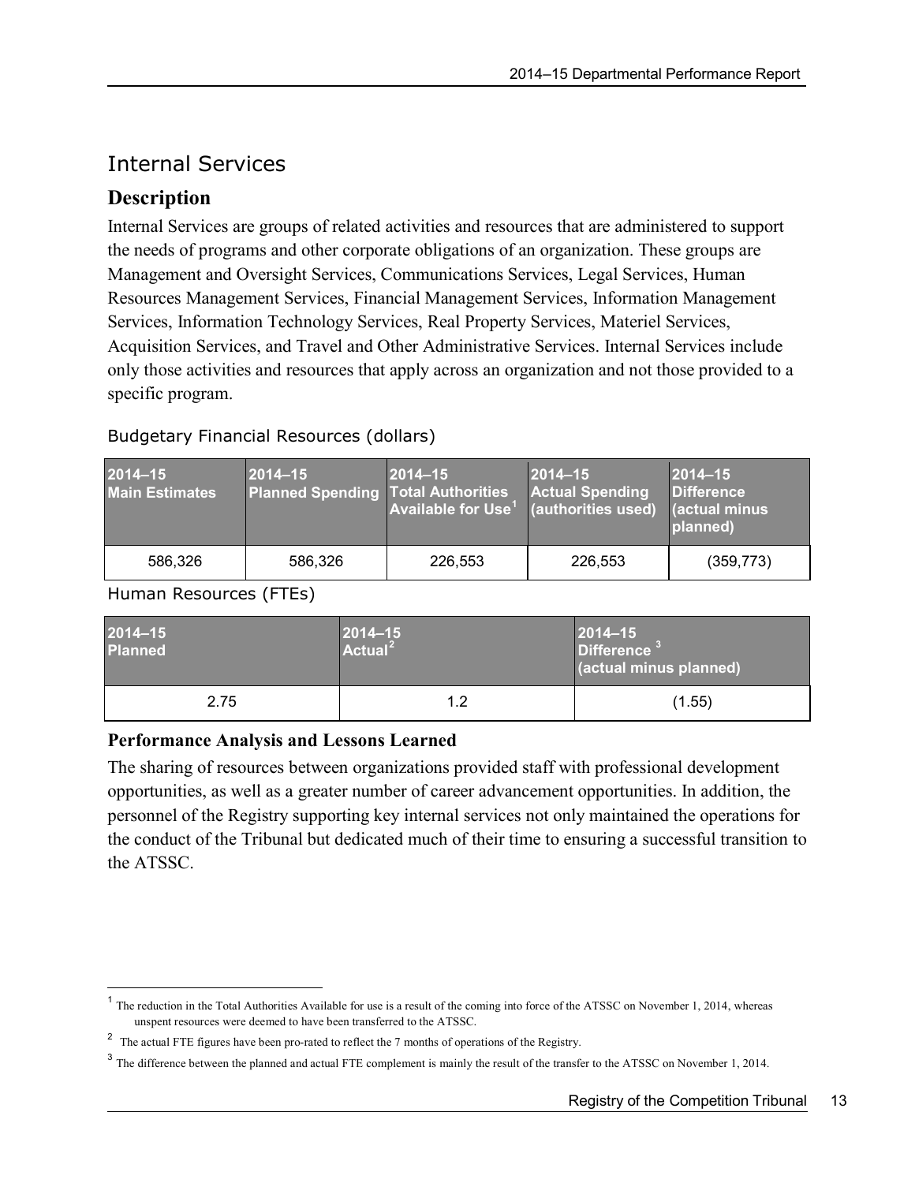## Internal Services

### Description

Internal Services are groups of related activities and resources that are administered to support the needs of programs and other corporate obligations of an organization. These groups are Management and Oversight Services, Communications Services, Legal Services, Human Resources Management Services, Financial Management Services, Information Management Services, Information Technology Services, Real Property Services, Materiel Services, Acquisition Services, and Travel and Other Administrative Services. Internal Services include only those activities and resources that apply across an organization and not those provided to a specific program.

Budgetary Financial Resources (dollars)

| 2014–15 Main Estimates | 2014–15 Planned Spending | 2014–15 Total Authorities Available for Use[1] | 2014–15 Actual Spending (authorities used) | 2014–15 Difference (actual minus planned) |
|---|---|---|---|---|
| 586,326 | 586,326 | 226,553 | 226,553 | (359,773) |

Human Resources (FTEs)

| 2014–15 Planned | 2014–15 Actual[2] | 2014–15 Difference[3] (actual minus planned) |
|---|---|---|
| 2.75 | 1.2 | (1.55) |

### Performance Analysis and Lessons Learned

The sharing of resources between organizations provided staff with professional development opportunities, as well as a greater number of career advancement opportunities. In addition, the personnel of the Registry supporting key internal services not only maintained the operations for the conduct of the Tribunal but dedicated much of their time to ensuring a successful transition to the ATSSC.

---

[1] The reduction in the Total Authorities Available for use is a result of the coming into force of the ATSSC on November 1, 2014, whereas unspent resources were deemed to have been transferred to the ATSSC.

[2] The actual FTE figures have been pro-rated to reflect the 7 months of operations of the Registry.

[3] The difference between the planned and actual FTE complement is mainly the result of the transfer to the ATSSC on November 1, 2014.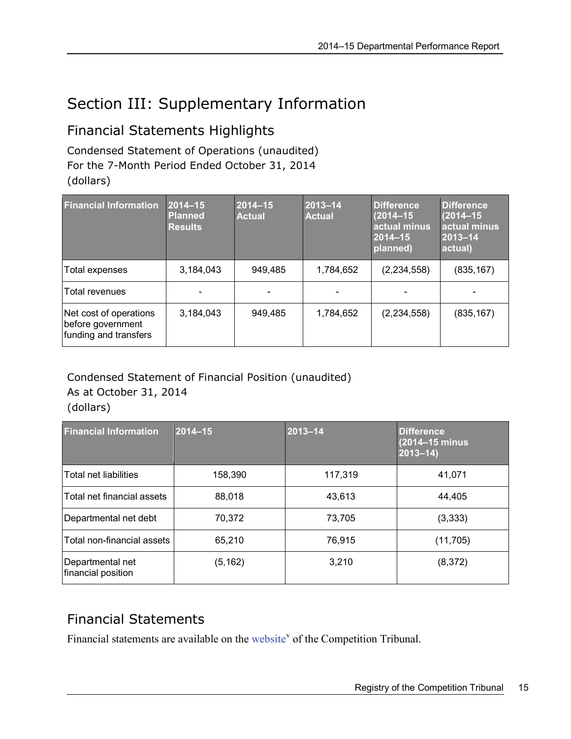# Section III: Supplementary Information

## Financial Statements Highlights

Condensed Statement of Operations (unaudited)
For the 7-Month Period Ended October 31, 2014
(dollars)

| Financial Information | 2014–15 Planned Results | 2014–15 Actual | 2013–14 Actual | Difference (2014–15 actual minus 2014–15 planned) | Difference (2014–15 actual minus 2013–14 actual) |
|---|---|---|---|---|---|
| Total expenses | 3,184,043 | 949,485 | 1,784,652 | (2,234,558) | (835,167) |
| Total revenues | - | - | - | - | - |
| Net cost of operations before government funding and transfers | 3,184,043 | 949,485 | 1,784,652 | (2,234,558) | (835,167) |

Condensed Statement of Financial Position (unaudited)
As at October 31, 2014
(dollars)

| Financial Information | 2014–15 | 2013–14 | Difference (2014–15 minus 2013–14) |
|---|---|---|---|
| Total net liabilities | 158,390 | 117,319 | 41,071 |
| Total net financial assets | 88,018 | 43,613 | 44,405 |
| Departmental net debt | 70,372 | 73,705 | (3,333) |
| Total non-financial assets | 65,210 | 76,915 | (11,705) |
| Departmental net financial position | (5,162) | 3,210 | (8,372) |

## Financial Statements

Financial statements are available on the website[v] of the Competition Tribunal.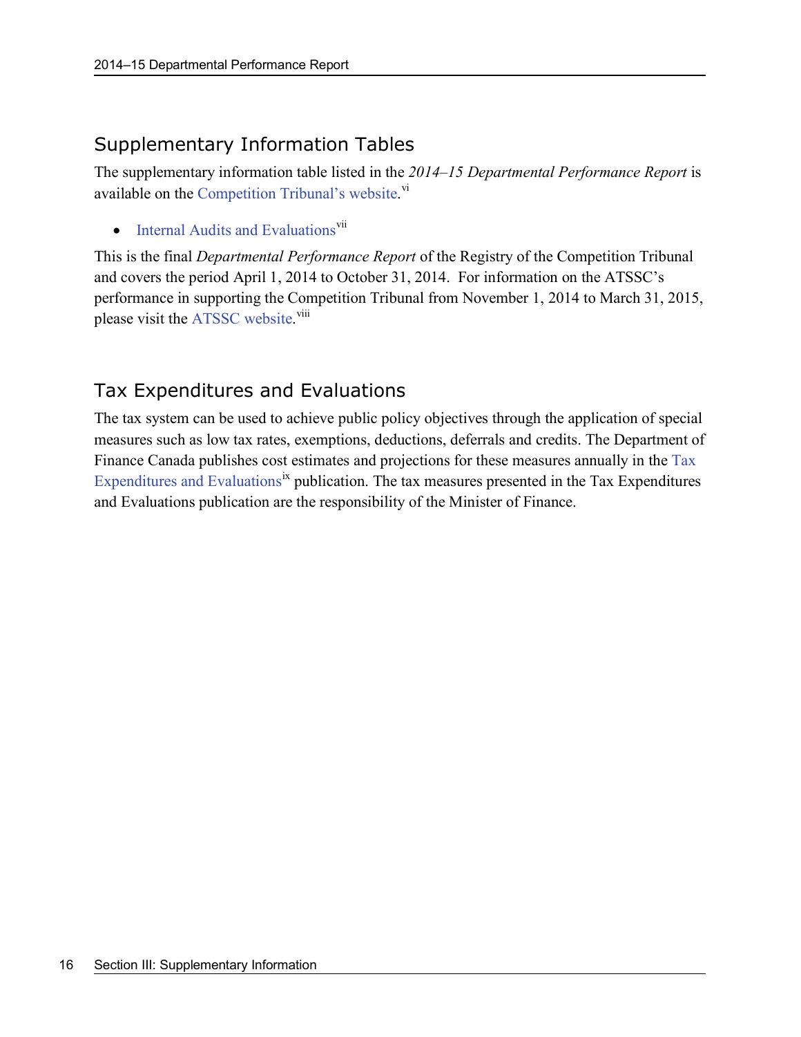## Supplementary Information Tables

The supplementary information table listed in the *2014–15 Departmental Performance Report* is available on the Competition Tribunal's website.[vi]

- Internal Audits and Evaluations[vii]

This is the final *Departmental Performance Report* of the Registry of the Competition Tribunal and covers the period April 1, 2014 to October 31, 2014. For information on the ATSSC's performance in supporting the Competition Tribunal from November 1, 2014 to March 31, 2015, please visit the ATSSC website.[viii]

## Tax Expenditures and Evaluations

The tax system can be used to achieve public policy objectives through the application of special measures such as low tax rates, exemptions, deductions, deferrals and credits. The Department of Finance Canada publishes cost estimates and projections for these measures annually in the Tax Expenditures and Evaluations[ix] publication. The tax measures presented in the Tax Expenditures and Evaluations publication are the responsibility of the Minister of Finance.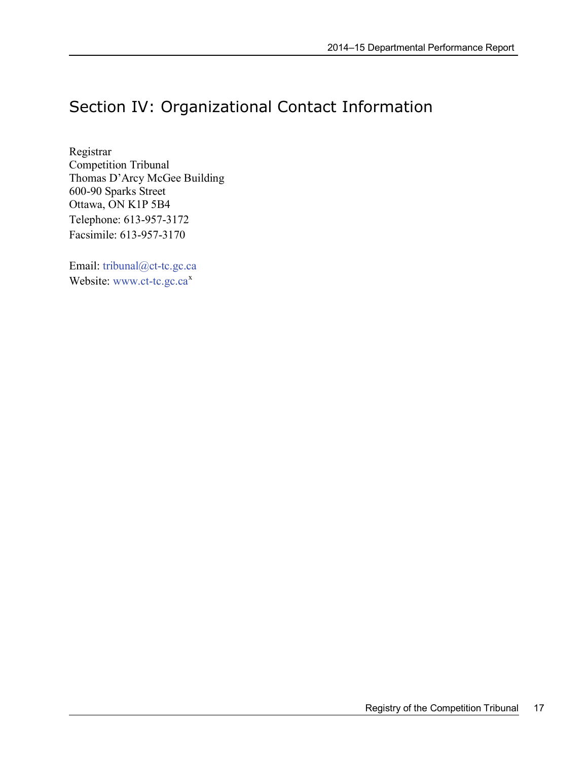# Section IV: Organizational Contact Information

Registrar
Competition Tribunal
Thomas D'Arcy McGee Building
600-90 Sparks Street
Ottawa, ON K1P 5B4
Telephone: 613-957-3172
Facsimile: 613-957-3170

Email: tribunal@ct-tc.gc.ca
Website: www.ct-tc.gc.ca[x]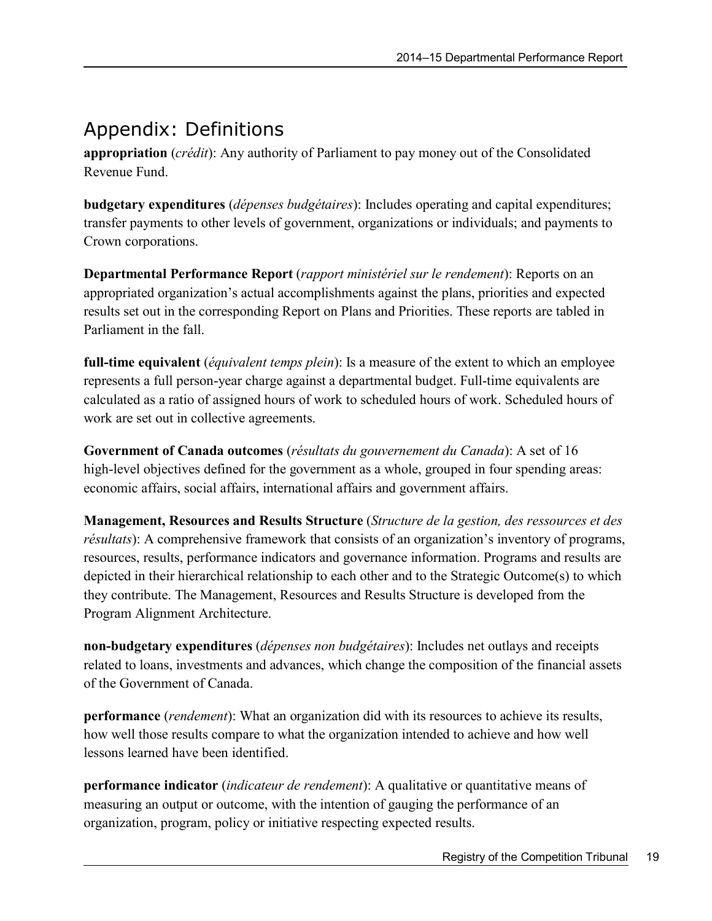# Appendix: Definitions

**appropriation** (*crédit*): Any authority of Parliament to pay money out of the Consolidated Revenue Fund.

**budgetary expenditures** (*dépenses budgétaires*): Includes operating and capital expenditures; transfer payments to other levels of government, organizations or individuals; and payments to Crown corporations.

**Departmental Performance Report** (*rapport ministériel sur le rendement*): Reports on an appropriated organization's actual accomplishments against the plans, priorities and expected results set out in the corresponding Report on Plans and Priorities. These reports are tabled in Parliament in the fall.

**full-time equivalent** (*équivalent temps plein*): Is a measure of the extent to which an employee represents a full person-year charge against a departmental budget. Full-time equivalents are calculated as a ratio of assigned hours of work to scheduled hours of work. Scheduled hours of work are set out in collective agreements.

**Government of Canada outcomes** (*résultats du gouvernement du Canada*): A set of 16 high-level objectives defined for the government as a whole, grouped in four spending areas: economic affairs, social affairs, international affairs and government affairs.

**Management, Resources and Results Structure** (*Structure de la gestion, des ressources et des résultats*): A comprehensive framework that consists of an organization's inventory of programs, resources, results, performance indicators and governance information. Programs and results are depicted in their hierarchical relationship to each other and to the Strategic Outcome(s) to which they contribute. The Management, Resources and Results Structure is developed from the Program Alignment Architecture.

**non-budgetary expenditures** (*dépenses non budgétaires*): Includes net outlays and receipts related to loans, investments and advances, which change the composition of the financial assets of the Government of Canada.

**performance** (*rendement*): What an organization did with its resources to achieve its results, how well those results compare to what the organization intended to achieve and how well lessons learned have been identified.

**performance indicator** (*indicateur de rendement*): A qualitative or quantitative means of measuring an output or outcome, with the intention of gauging the performance of an organization, program, policy or initiative respecting expected results.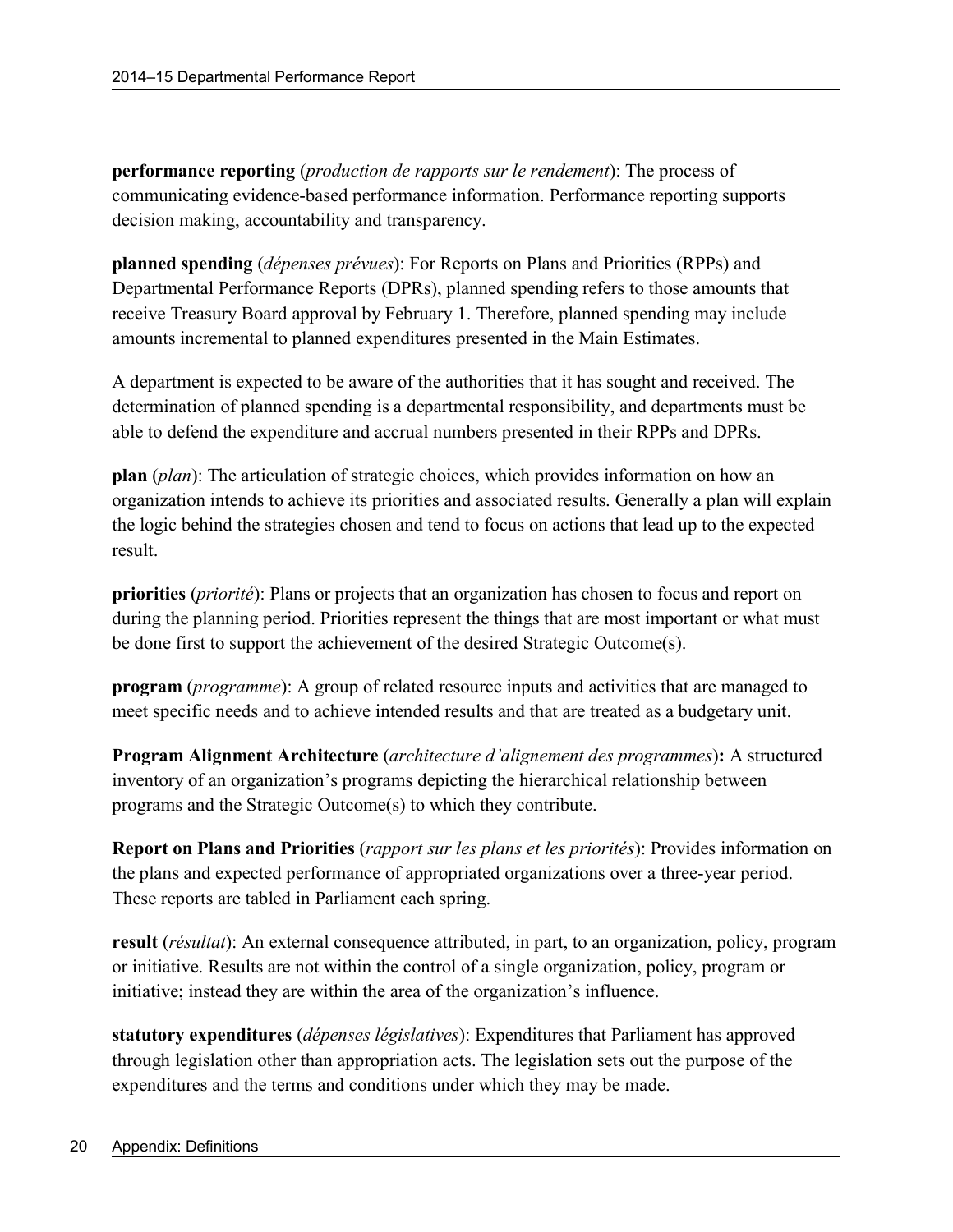**performance reporting** (*production de rapports sur le rendement*): The process of communicating evidence-based performance information. Performance reporting supports decision making, accountability and transparency.

**planned spending** (*dépenses prévues*): For Reports on Plans and Priorities (RPPs) and Departmental Performance Reports (DPRs), planned spending refers to those amounts that receive Treasury Board approval by February 1. Therefore, planned spending may include amounts incremental to planned expenditures presented in the Main Estimates.

A department is expected to be aware of the authorities that it has sought and received. The determination of planned spending is a departmental responsibility, and departments must be able to defend the expenditure and accrual numbers presented in their RPPs and DPRs.

**plan** (*plan*): The articulation of strategic choices, which provides information on how an organization intends to achieve its priorities and associated results. Generally a plan will explain the logic behind the strategies chosen and tend to focus on actions that lead up to the expected result.

**priorities** (*priorité*): Plans or projects that an organization has chosen to focus and report on during the planning period. Priorities represent the things that are most important or what must be done first to support the achievement of the desired Strategic Outcome(s).

**program** (*programme*): A group of related resource inputs and activities that are managed to meet specific needs and to achieve intended results and that are treated as a budgetary unit.

**Program Alignment Architecture** (*architecture d'alignement des programmes*)**:** A structured inventory of an organization's programs depicting the hierarchical relationship between programs and the Strategic Outcome(s) to which they contribute.

**Report on Plans and Priorities** (*rapport sur les plans et les priorités*): Provides information on the plans and expected performance of appropriated organizations over a three-year period. These reports are tabled in Parliament each spring.

**result** (*résultat*): An external consequence attributed, in part, to an organization, policy, program or initiative. Results are not within the control of a single organization, policy, program or initiative; instead they are within the area of the organization's influence.

**statutory expenditures** (*dépenses législatives*): Expenditures that Parliament has approved through legislation other than appropriation acts. The legislation sets out the purpose of the expenditures and the terms and conditions under which they may be made.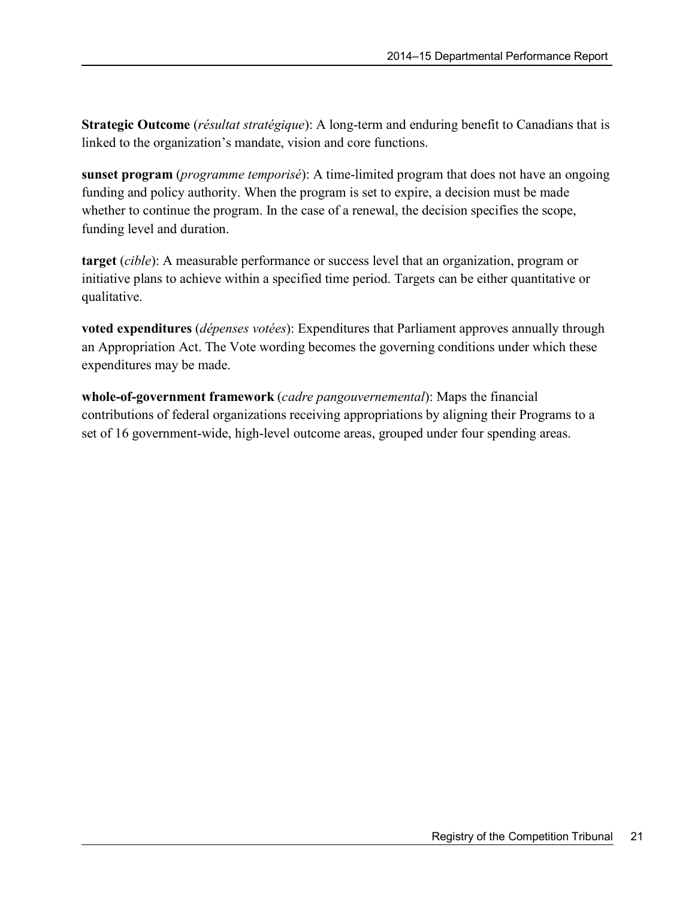**Strategic Outcome** (*résultat stratégique*): A long-term and enduring benefit to Canadians that is linked to the organization's mandate, vision and core functions.

**sunset program** (*programme temporisé*): A time-limited program that does not have an ongoing funding and policy authority. When the program is set to expire, a decision must be made whether to continue the program. In the case of a renewal, the decision specifies the scope, funding level and duration.

**target** (*cible*): A measurable performance or success level that an organization, program or initiative plans to achieve within a specified time period. Targets can be either quantitative or qualitative.

**voted expenditures** (*dépenses votées*): Expenditures that Parliament approves annually through an Appropriation Act. The Vote wording becomes the governing conditions under which these expenditures may be made.

**whole-of-government framework** (*cadre pangouvernemental*): Maps the financial contributions of federal organizations receiving appropriations by aligning their Programs to a set of 16 government-wide, high-level outcome areas, grouped under four spending areas.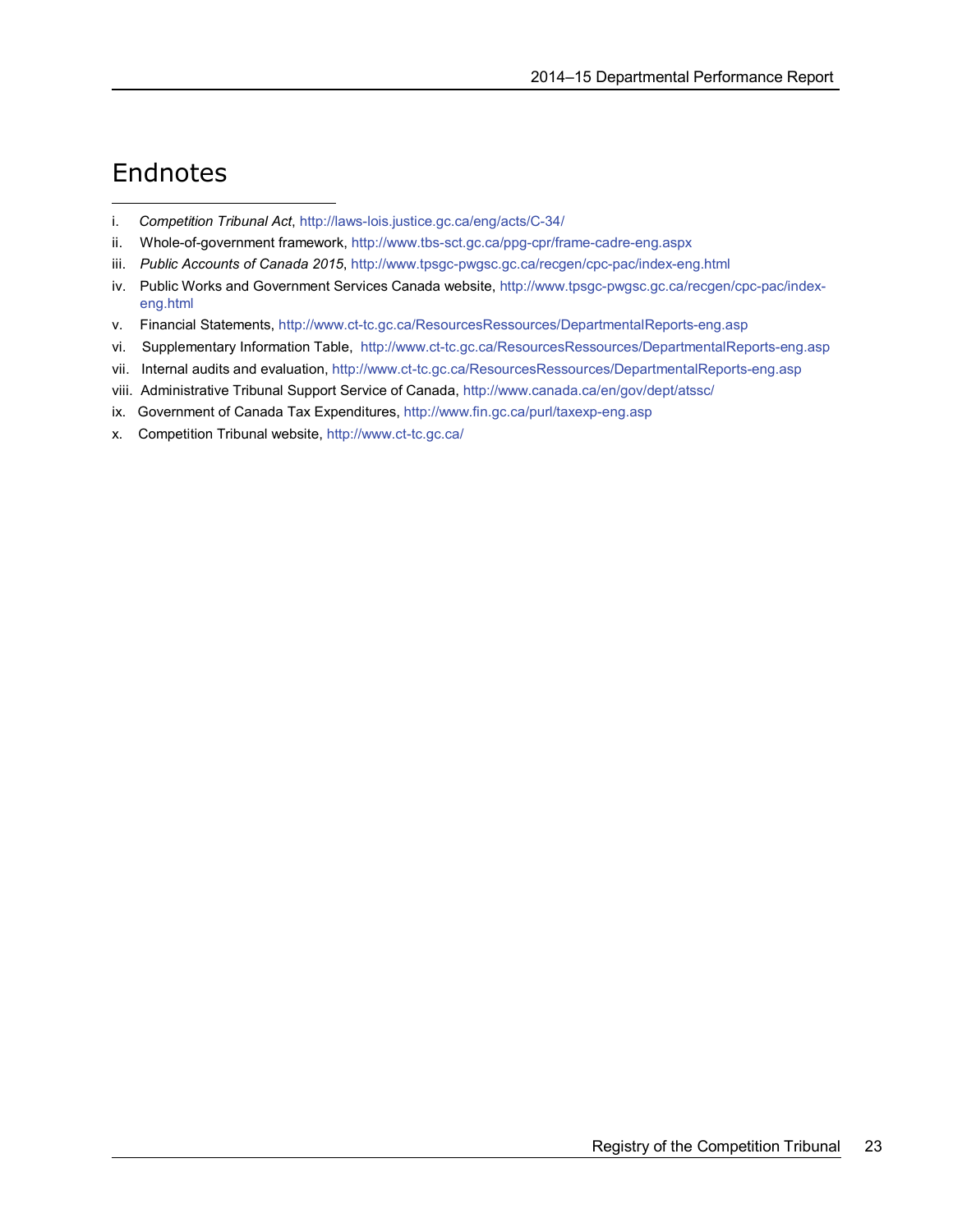# Endnotes

i. *Competition Tribunal Act*, http://laws-lois.justice.gc.ca/eng/acts/C-34/

ii. Whole-of-government framework, http://www.tbs-sct.gc.ca/ppg-cpr/frame-cadre-eng.aspx

iii. *Public Accounts of Canada 2015*, http://www.tpsgc-pwgsc.gc.ca/recgen/cpc-pac/index-eng.html

iv. Public Works and Government Services Canada website, http://www.tpsgc-pwgsc.gc.ca/recgen/cpc-pac/index-eng.html

v. Financial Statements, http://www.ct-tc.gc.ca/ResourcesRessources/DepartmentalReports-eng.asp

vi. Supplementary Information Table, http://www.ct-tc.gc.ca/ResourcesRessources/DepartmentalReports-eng.asp

vii. Internal audits and evaluation, http://www.ct-tc.gc.ca/ResourcesRessources/DepartmentalReports-eng.asp

viii. Administrative Tribunal Support Service of Canada, http://www.canada.ca/en/gov/dept/atssc/

ix. Government of Canada Tax Expenditures, http://www.fin.gc.ca/purl/taxexp-eng.asp

x. Competition Tribunal website, http://www.ct-tc.gc.ca/